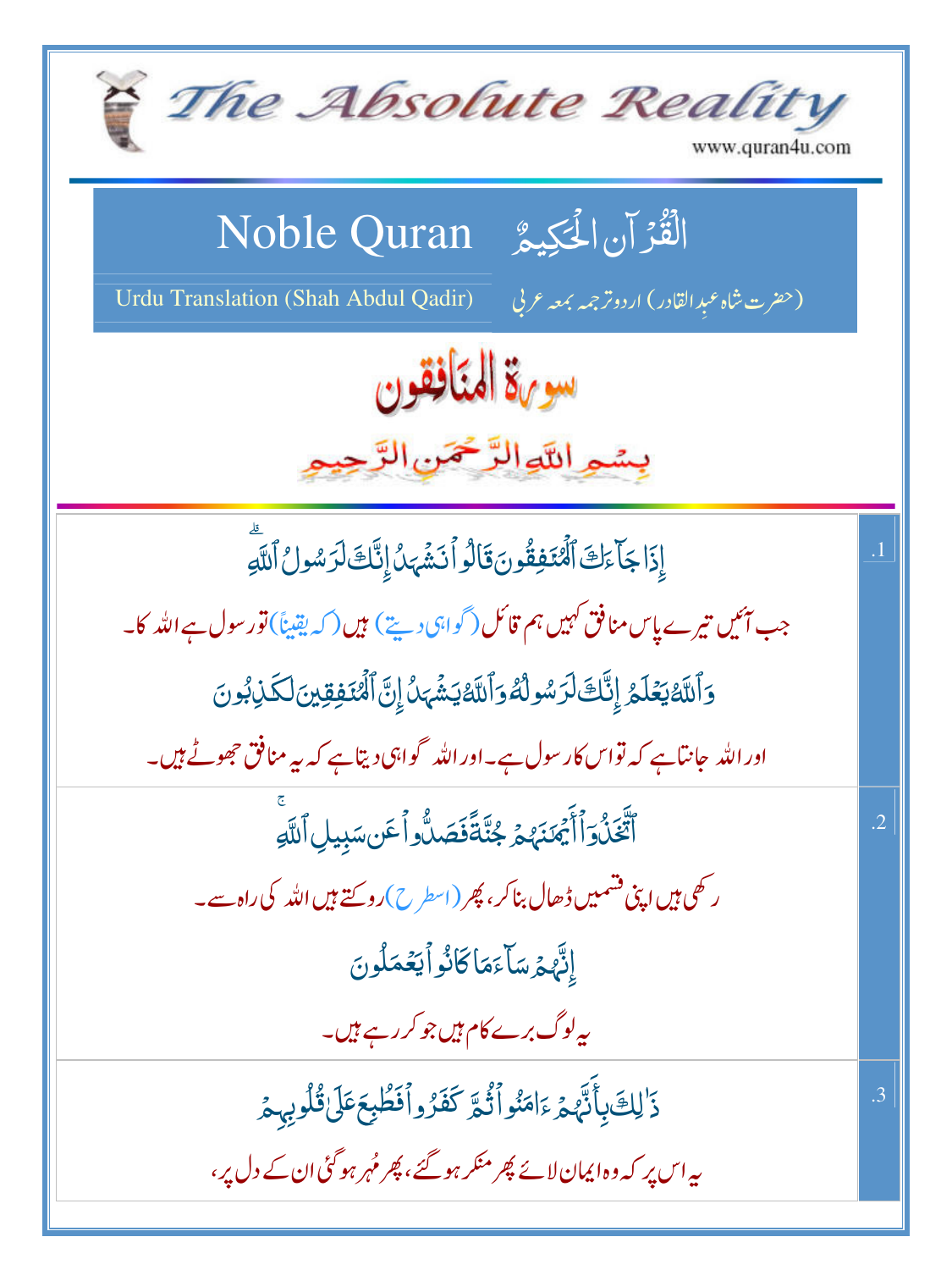# The Absolute Reality

www.quran4u.com

## Noble Quran — الْقُرْآنِ الْحَكِيمُ

Urdu Translation (Shah Abdul Qadir) — (حضرت شاہ عبدالقادر) اردو ترجمہ بمعہ عربی

# سورۃ المنافقون

بِسْمِ اللّٰہِ الرَّحْمٰنِ الرَّحِیْمِ

| | |
|---|---|
| .1 | إِذَا جَآءَكَ ٱلۡمُنَٰفِقُونَ قَالُواْ نَشۡهَدُ إِنَّكَ لَرَسُولُ ٱللَّهِۗ<br>جب آئیں تیرے پاس منافق کہیں ہم قائل (گواہی دیتے) ہیں (کہ یقیناً) تو رسول ہے اللہ کا۔<br>وَٱللَّهُ يَعۡلَمُ إِنَّكَ لَرَسُولُهُۥ وَٱللَّهُ يَشۡهَدُ إِنَّ ٱلۡمُنَٰفِقِينَ لَكَٰذِبُونَ<br>اور اللہ جانتا ہے کہ تو اس کا رسول ہے۔ اور اللہ گواہی دیتا ہے کہ یہ منافق جھوٹے ہیں۔ |
| .2 | ٱتَّخَذُوٓاْ أَيۡمَٰنَهُمۡ جُنَّةٗ فَصَدُّواْ عَن سَبِيلِ ٱللَّهِۚ<br>رکھی ہیں اپنی قسمیں ڈھال بنا کر، پھر (اس طرح) روکتے ہیں اللہ کی راہ سے۔<br>إِنَّهُمۡ سَآءَ مَا كَانُواْ يَعۡمَلُونَ<br>یہ لوگ برے کام ہیں جو کر رہے ہیں۔ |
| .3 | ذَٰلِكَ بِأَنَّهُمۡ ءَامَنُواْ ثُمَّ كَفَرُواْ فَطُبِعَ عَلَىٰ قُلُوبِهِمۡ<br>یہ اس پر کہ وہ ایمان لائے پھر منکر ہوگئے، پھر مُہر ہوگئی ان کے دل پر، |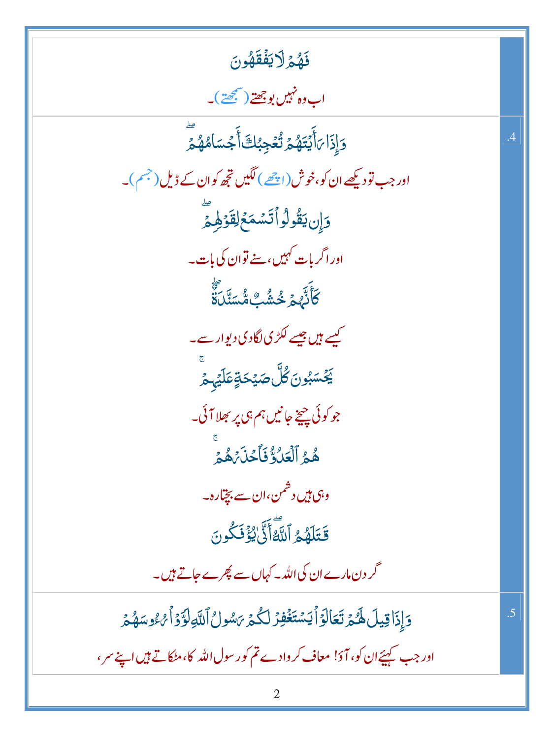| | |
|---|---|
| فَهُمۡ لَا يَفۡقَهُونَ<br><br>اب وہ نہیں بوجھتے (سمجھتے)۔ | |
| وَإِذَا رَأَيۡتَهُمۡ تُعۡجِبُكَ أَجۡسَامُهُمۡۖ<br><br>اور جب تو دیکھے ان کو، خوش (اچھے) لگیں تجھ کو ان کے ڈیل (جسم)۔<br><br>وَإِن يَقُولُواْ تَسۡمَعۡ لِقَوۡلِهِمۡۖ<br><br>اور اگر بات کہیں، سنے تو ان کی بات۔<br><br>كَأَنَّهُمۡ خُشُبٞ مُّسَنَّدَةٞۖ<br><br>کیسے ہیں جیسے لکڑی لگادی دیوار سے۔<br><br>يَحۡسَبُونَ كُلَّ صَيۡحَةٍ عَلَيۡهِمۡۚ<br><br>جو کوئی چیخے جانیں ہم ہی پر بھلا آئی۔<br><br>هُمُ ٱلۡعَدُوُّ فَٱحۡذَرۡهُمۡۚ<br><br>وہی ہیں دشمن، ان سے بچتا رہ۔<br><br>قَٰتَلَهُمُ ٱللَّهُۖ أَنَّىٰ يُؤۡفَكُونَ<br><br>گردن مارے ان کی اللہ۔ کہاں سے پھرے جاتے ہیں۔ | .4 |
| وَإِذَا قِيلَ لَهُمۡ تَعَالَوۡاْ يَسۡتَغۡفِرۡ لَكُمۡ رَسُولُ ٱللَّهِ لَوَّوۡاْ رُءُوسَهُمۡ<br><br>اور جب کہیئے ان کو، آؤ! معاف کروادے تم کو رسول اللہ کا، مٹکاتے ہیں اپنے سر، | .5 |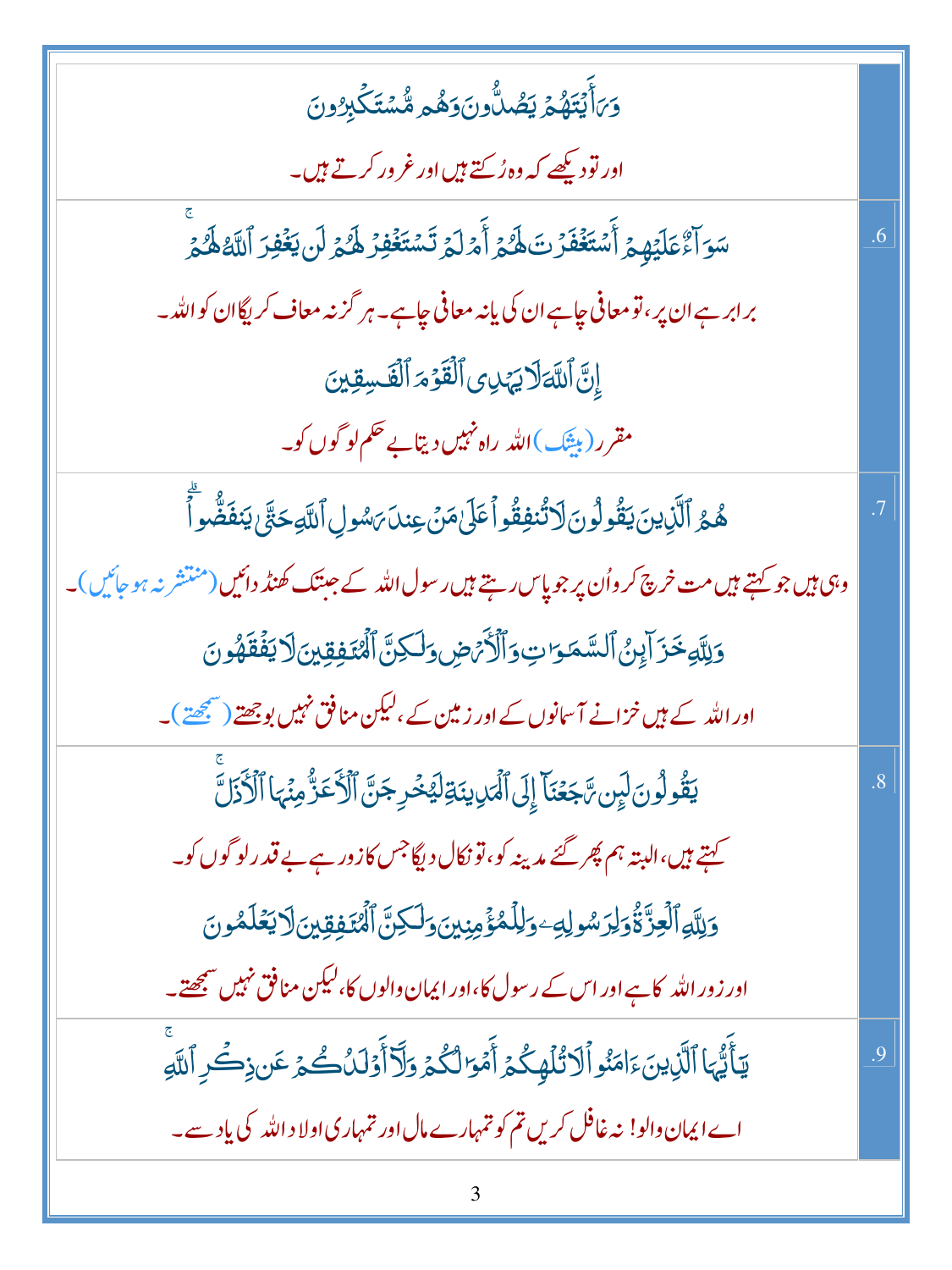| | |
|---|---|
| | وَرَأَيْتَهُمْ يَصُدُّونَ وَهُم مُّسْتَكْبِرُونَ<br><br>اور تو دیکھے کہ وہ رُکتے ہیں اور غرور کرتے ہیں۔ |
| .6 | سَوَآءٌ عَلَيْهِمْ أَسْتَغْفَرْتَ لَهُمْ أَمْ لَمْ تَسْتَغْفِرْ لَهُمْ لَن يَغْفِرَ ٱللَّهُ لَهُمْ<br><br>برابر ہے ان پر، تو معافی چاہے ان کی یا نہ معافی چاہے۔ ہر گز نہ معاف کریگا ان کو اللہ۔<br><br>إِنَّ ٱللَّهَ لَا يَهْدِى ٱلْقَوْمَ ٱلْفَـٰسِقِينَ<br><br>مقرر (بیشک) اللہ راہ نہیں دیتا بے حکم لوگوں کو۔ |
| .7 | هُمُ ٱلَّذِينَ يَقُولُونَ لَا تُنفِقُوا۟ عَلَىٰ مَنْ عِندَ رَسُولِ ٱللَّهِ حَتَّىٰ يَنفَضُّوا۟<br><br>وہی ہیں جو کہتے ہیں مت خرچ کرو اُن پر جو پاس رہتے ہیں رسول اللہ کے جبتک کھنڈ دائیں (منتشر نہ ہو جائیں)۔<br><br>وَلِلَّهِ خَزَآئِنُ ٱلسَّمَـٰوَٰتِ وَٱلْأَرْضِ وَلَـٰكِنَّ ٱلْمُنَـٰفِقِينَ لَا يَفْقَهُونَ<br><br>اور اللہ کے ہیں خزانے آسمانوں کے اور زمین کے، لیکن منافق نہیں بوجھتے (سمجھتے)۔ |
| .8 | يَقُولُونَ لَئِن رَّجَعْنَآ إِلَى ٱلْمَدِينَةِ لَيُخْرِجَنَّ ٱلْأَعَزُّ مِنْهَا ٱلْأَذَلَّ<br><br>کہتے ہیں، البتہ ہم پھر گئے مدینہ کو، تو نکال دیگا جس کا زور ہے بے قدر لوگوں کو۔<br><br>وَلِلَّهِ ٱلْعِزَّةُ وَلِرَسُولِهِۦ وَلِلْمُؤْمِنِينَ وَلَـٰكِنَّ ٱلْمُنَـٰفِقِينَ لَا يَعْلَمُونَ<br><br>اور زور اللہ کا ہے اور اس کے رسول کا، اور ایمان والوں کا، لیکن منافق نہیں سمجھتے۔ |
| .9 | يَـٰٓأَيُّهَا ٱلَّذِينَ ءَامَنُوا۟ لَا تُلْهِكُمْ أَمْوَٰلُكُمْ وَلَآ أَوْلَـٰدُكُمْ عَن ذِكْرِ ٱللَّهِ<br><br>اے ایمان والو! نہ غافل کریں تم کو تمہارے مال اور تمہاری اولاد اللہ کی یاد سے۔ |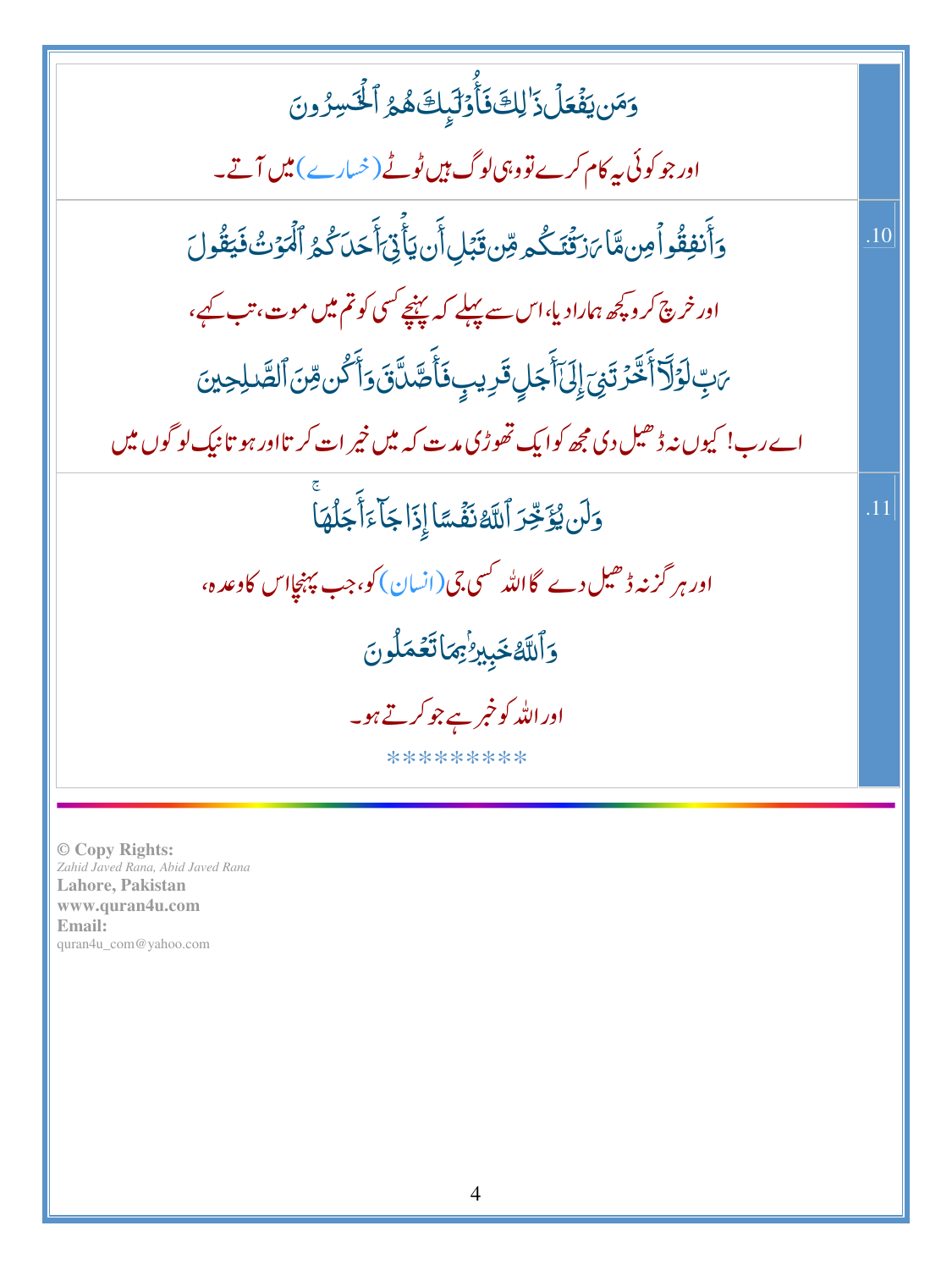| | |
|---|---|
| وَمَن يَفْعَلْ ذَٰلِكَ فَأُولَٰٓئِكَ هُمُ ٱلْخَٰسِرُونَ<br>اور جو کوئی یہ کام کرے تو وہی لوگ ہیں ٹوٹے (خسارے) میں آتے۔ | |
| وَأَنفِقُوا۟ مِن مَّا رَزَقْنَٰكُم مِّن قَبْلِ أَن يَأْتِىَ أَحَدَكُمُ ٱلْمَوْتُ فَيَقُولَ<br>اور خرچ کرو کچھ ہمارا دیا، اس سے پہلے کہ پہنچے کسی کو تم میں موت، تب کہے،<br>رَبِّ لَوْلَآ أَخَّرْتَنِىٓ إِلَىٰٓ أَجَلٍ قَرِيبٍ فَأَصَّدَّقَ وَأَكُن مِّنَ ٱلصَّٰلِحِينَ<br>اے رب! کیوں نہ ڈھیل دی مجھ کو ایک تھوڑی مدت کہ میں خیرات کرتا اور ہوتا نیک لوگوں میں | .10 |
| وَلَن يُؤَخِّرَ ٱللَّهُ نَفْسًا إِذَا جَآءَ أَجَلُهَا ۚ<br>اور ہرگز نہ ڈھیل دے گا اللہ کسی جی (انسان) کو، جب پہنچا اس کا وعدہ،<br>وَٱللَّهُ خَبِيرٌۢ بِمَا تَعْمَلُونَ<br>اور اللہ کو خبر ہے جو کرتے ہو۔<br>********* | .11 |

© Copy Rights:
*Zahid Javed Rana, Abid Javed Rana*
**Lahore, Pakistan**
**www.quran4u.com**
**Email:**
quran4u_com@yahoo.com